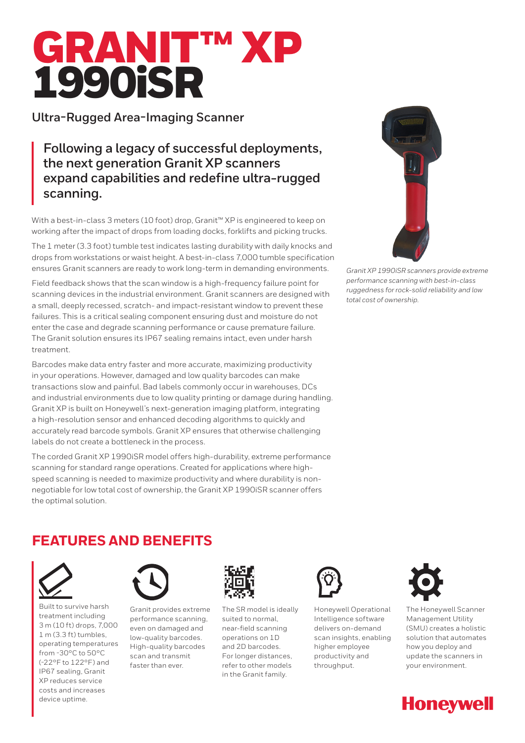# GRANIT™ XP 1990iSR

## Ultra-Rugged Area-Imaging Scanner

**Following a legacy of successful deployments, the next generation Granit XP scanners expand capabilities and redefine ultra-rugged scanning.**

With a best-in-class 3 meters (10 foot) drop, Granit™ XP is engineered to keep on working after the impact of drops from loading docks, forklifts and picking trucks.

The 1 meter (3.3 foot) tumble test indicates lasting durability with daily knocks and drops from workstations or waist height. A best-in-class 7,000 tumble specification ensures Granit scanners are ready to work long-term in demanding environments.

Field feedback shows that the scan window is a high-frequency failure point for scanning devices in the industrial environment. Granit scanners are designed with a small, deeply recessed, scratch- and impact-resistant window to prevent these failures. This is a critical sealing component ensuring dust and moisture do not enter the case and degrade scanning performance or cause premature failure. The Granit solution ensures its IP67 sealing remains intact, even under harsh treatment.

Barcodes make data entry faster and more accurate, maximizing productivity in your operations. However, damaged and low quality barcodes can make transactions slow and painful. Bad labels commonly occur in warehouses, DCs and industrial environments due to low quality printing or damage during handling. Granit XP is built on Honeywell's next-generation imaging platform, integrating a high-resolution sensor and enhanced decoding algorithms to quickly and accurately read barcode symbols. Granit XP ensures that otherwise challenging labels do not create a bottleneck in the process.

The corded Granit XP 1990iSR model offers high-durability, extreme performance scanning for standard range operations. Created for applications where high-speed scanning is needed to maximize productivity and where durability is non-negotiable for low total cost of ownership, the Granit XP 1990iSR scanner offers the optimal solution.

*Granit XP 1990iSR scanners provide extreme performance scanning with best-in-class ruggedness for rock-solid reliability and low total cost of ownership.*

## FEATURES AND BENEFITS

- Built to survive harsh treatment including 3 m (10 ft) drops, 7,000 1 m (3.3 ft) tumbles, operating temperatures from -30°C to 50°C (-22°F to 122°F) and IP67 sealing, Granit XP reduces service costs and increases device uptime.
- Granit provides extreme performance scanning, even on damaged and low-quality barcodes. High-quality barcodes scan and transmit faster than ever.
- The SR model is ideally suited to normal, near-field scanning operations on 1D and 2D barcodes. For longer distances, refer to other models in the Granit family.
- Honeywell Operational Intelligence software delivers on-demand scan insights, enabling higher employee productivity and throughput.
- The Honeywell Scanner Management Utility (SMU) creates a holistic solution that automates how you deploy and update the scanners in your environment.

Honeywell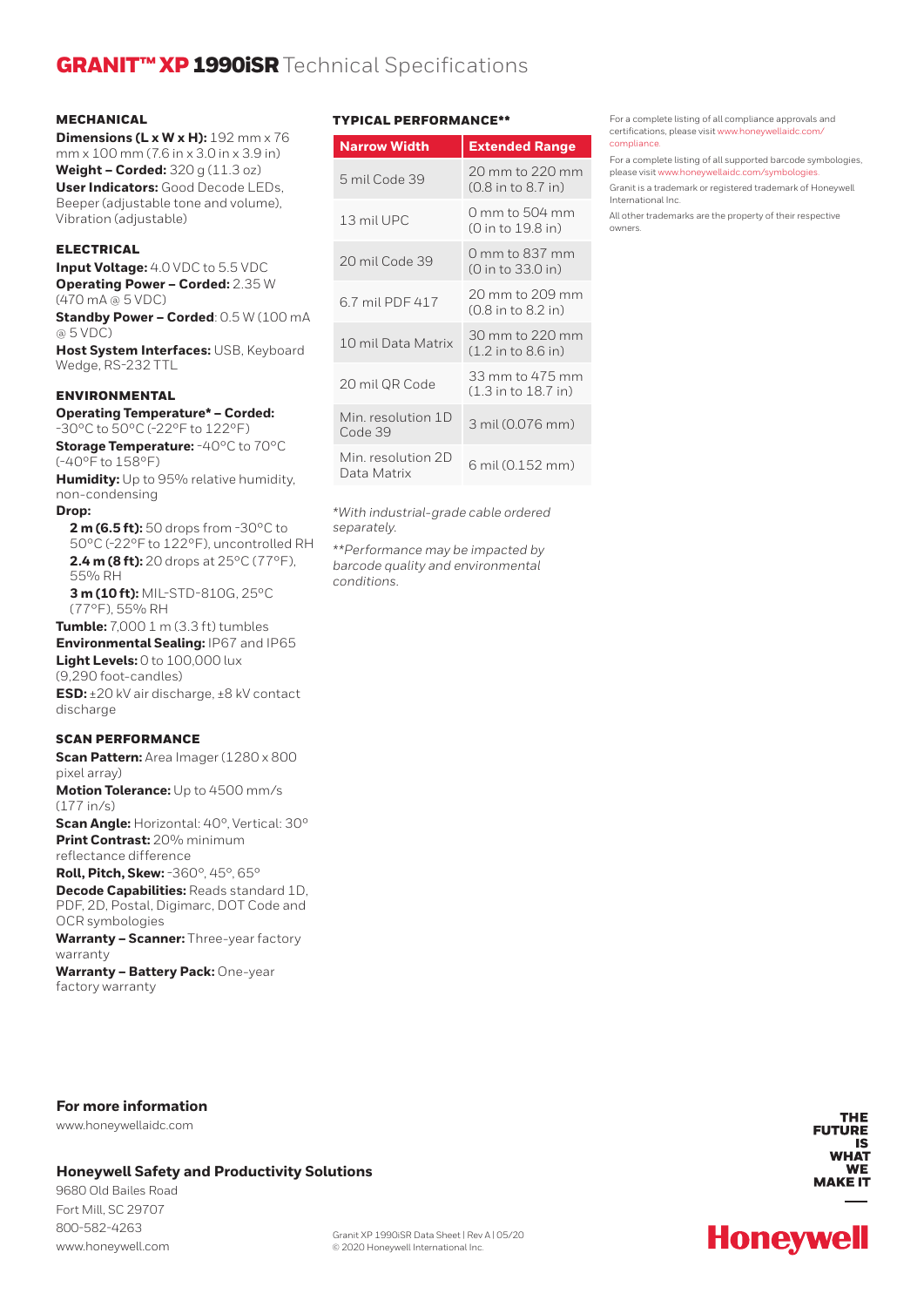# GRANIT™ XP 1990iSR Technical Specifications

### MECHANICAL

**Dimensions (L x W x H):** 192 mm x 76 mm x 100 mm (7.6 in x 3.0 in x 3.9 in)
**Weight – Corded:** 320 g (11.3 oz)
**User Indicators:** Good Decode LEDs, Beeper (adjustable tone and volume), Vibration (adjustable)

### ELECTRICAL

**Input Voltage:** 4.0 VDC to 5.5 VDC
**Operating Power – Corded:** 2.35 W (470 mA @ 5 VDC)
**Standby Power – Corded**: 0.5 W (100 mA @ 5 VDC)
**Host System Interfaces:** USB, Keyboard Wedge, RS-232 TTL

### ENVIRONMENTAL

**Operating Temperature* – Corded:** -30°C to 50°C (-22°F to 122°F)
**Storage Temperature:** -40°C to 70°C (-40°F to 158°F)
**Humidity:** Up to 95% relative humidity, non-condensing
**Drop:**

- **2 m (6.5 ft):** 50 drops from -30°C to 50°C (-22°F to 122°F), uncontrolled RH
- **2.4 m (8 ft):** 20 drops at 25°C (77°F), 55% RH
- **3 m (10 ft):** MIL-STD-810G, 25°C (77°F), 55% RH

**Tumble:** 7,000 1 m (3.3 ft) tumbles
**Environmental Sealing:** IP67 and IP65
**Light Levels:** 0 to 100,000 lux (9,290 foot-candles)
**ESD:** ±20 kV air discharge, ±8 kV contact discharge

### SCAN PERFORMANCE

**Scan Pattern:** Area Imager (1280 x 800 pixel array)
**Motion Tolerance:** Up to 4500 mm/s (177 in/s)
**Scan Angle:** Horizontal: 40°, Vertical: 30°
**Print Contrast:** 20% minimum reflectance difference
**Roll, Pitch, Skew:** -360°, 45°, 65°
**Decode Capabilities:** Reads standard 1D, PDF, 2D, Postal, Digimarc, DOT Code and OCR symbologies
**Warranty – Scanner:** Three-year factory warranty
**Warranty – Battery Pack:** One-year factory warranty

### TYPICAL PERFORMANCE**

| Narrow Width | Extended Range |
|---|---|
| 5 mil Code 39 | 20 mm to 220 mm (0.8 in to 8.7 in) |
| 13 mil UPC | 0 mm to 504 mm (0 in to 19.8 in) |
| 20 mil Code 39 | 0 mm to 837 mm (0 in to 33.0 in) |
| 6.7 mil PDF 417 | 20 mm to 209 mm (0.8 in to 8.2 in) |
| 10 mil Data Matrix | 30 mm to 220 mm (1.2 in to 8.6 in) |
| 20 mil QR Code | 33 mm to 475 mm (1.3 in to 18.7 in) |
| Min. resolution 1D Code 39 | 3 mil (0.076 mm) |
| Min. resolution 2D Data Matrix | 6 mil (0.152 mm) |

*\*With industrial-grade cable ordered separately.*

*\*\*Performance may be impacted by barcode quality and environmental conditions.*

For a complete listing of all compliance approvals and certifications, please visit www.honeywellaidc.com/compliance.

For a complete listing of all supported barcode symbologies, please visit www.honeywellaidc.com/symbologies.

Granit is a trademark or registered trademark of Honeywell International Inc.

All other trademarks are the property of their respective owners.

**For more information**

www.honeywellaidc.com

**Honeywell Safety and Productivity Solutions**

9680 Old Bailes Road
Fort Mill, SC 29707
800-582-4263
www.honeywell.com

Granit XP 1990iSR Data Sheet | Rev A | 05/20
© 2020 Honeywell International Inc.

THE FUTURE IS WHAT WE MAKE IT

Honeywell